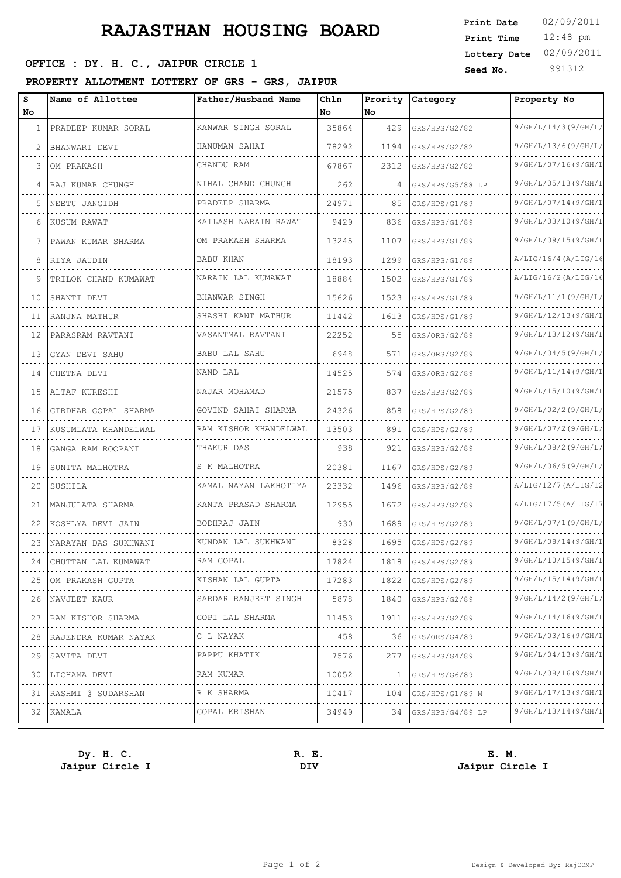# RAJASTHAN HOUSING BOARD

**OFFICE : DY. H. C., JAIPUR CIRCLE 1**

**PROPERTY ALLOTMENT LOTTERY OF GRS - GRS, JAIPUR**

**Print Date** 02/09/2011
**Print Time** 12:48 pm
**Lottery Date** 02/09/2011
**Seed No.** 991312

| S No | Name of Allottee | Father/Husband Name | Chln No | Prority No | Category | Property No |
|---|---|---|---|---|---|---|
| 1 | PRADEEP KUMAR SORAL | KANWAR SINGH SORAL | 35864 | 429 | GRS/HPS/G2/82 | 9/GH/L/14/3(9/GH/L/ |
| 2 | BHANWARI DEVI | HANUMAN SAHAI | 78292 | 1194 | GRS/HPS/G2/82 | 9/GH/L/13/6(9/GH/L/ |
| 3 | OM PRAKASH | CHANDU RAM | 67867 | 2312 | GRS/HPS/G2/82 | 9/GH/L/07/16(9/GH/I |
| 4 | RAJ KUMAR CHUNGH | NIHAL CHAND CHUNGH | 262 | 4 | GRS/HPS/G5/88 LP | 9/GH/L/05/13(9/GH/I |
| 5 | NEETU JANGIDH | PRADEEP SHARMA | 24971 | 85 | GRS/HPS/G1/89 | 9/GH/L/07/14(9/GH/I |
| 6 | KUSUM RAWAT | KAILASH NARAIN RAWAT | 9429 | 836 | GRS/HPS/G1/89 | 9/GH/L/03/10(9/GH/I |
| 7 | PAWAN KUMAR SHARMA | OM PRAKASH SHARMA | 13245 | 1107 | GRS/HPS/G1/89 | 9/GH/L/09/15(9/GH/I |
| 8 | RIYA JAUDIN | BABU KHAN | 18193 | 1299 | GRS/HPS/G1/89 | A/LIG/16/4(A/LIG/16 |
| 9 | TRILOK CHAND KUMAWAT | NARAIN LAL KUMAWAT | 18884 | 1502 | GRS/HPS/G1/89 | A/LIG/16/2(A/LIG/16 |
| 10 | SHANTI DEVI | BHANWAR SINGH | 15626 | 1523 | GRS/HPS/G1/89 | 9/GH/L/11/1(9/GH/L/ |
| 11 | RANJNA MATHUR | SHASHI KANT MATHUR | 11442 | 1613 | GRS/HPS/G1/89 | 9/GH/L/12/13(9/GH/I |
| 12 | PARASRAM RAVTANI | VASANTMAL RAVTANI | 22252 | 55 | GRS/ORS/G2/89 | 9/GH/L/13/12(9/GH/I |
| 13 | GYAN DEVI SAHU | BABU LAL SAHU | 6948 | 571 | GRS/ORS/G2/89 | 9/GH/L/04/5(9/GH/L/ |
| 14 | CHETNA DEVI | NAND LAL | 14525 | 574 | GRS/ORS/G2/89 | 9/GH/L/11/14(9/GH/I |
| 15 | ALTAF KURESHI | NAJAR MOHAMAD | 21575 | 837 | GRS/HPS/G2/89 | 9/GH/L/15/10(9/GH/I |
| 16 | GIRDHAR GOPAL SHARMA | GOVIND SAHAI SHARMA | 24326 | 858 | GRS/HPS/G2/89 | 9/GH/L/02/2(9/GH/L/ |
| 17 | KUSUMLATA KHANDELWAL | RAM KISHOR KHANDELWAL | 13503 | 891 | GRS/HPS/G2/89 | 9/GH/L/07/2(9/GH/L/ |
| 18 | GANGA RAM ROOPANI | THAKUR DAS | 938 | 921 | GRS/HPS/G2/89 | 9/GH/L/08/2(9/GH/L/ |
| 19 | SUNITA MALHOTRA | S K MALHOTRA | 20381 | 1167 | GRS/HPS/G2/89 | 9/GH/L/06/5(9/GH/L/ |
| 20 | SUSHILA | KAMAL NAYAN LAKHOTIYA | 23332 | 1496 | GRS/HPS/G2/89 | A/LIG/12/7(A/LIG/12 |
| 21 | MANJULATA SHARMA | KANTA PRASAD SHARMA | 12955 | 1672 | GRS/HPS/G2/89 | A/LIG/17/5(A/LIG/17 |
| 22 | KOSHLYA DEVI JAIN | BODHRAJ JAIN | 930 | 1689 | GRS/HPS/G2/89 | 9/GH/L/07/1(9/GH/L/ |
| 23 | NARAYAN DAS SUKHWANI | KUNDAN LAL SUKHWANI | 8328 | 1695 | GRS/HPS/G2/89 | 9/GH/L/08/14(9/GH/I |
| 24 | CHUTTAN LAL KUMAWAT | RAM GOPAL | 17824 | 1818 | GRS/HPS/G2/89 | 9/GH/L/10/15(9/GH/I |
| 25 | OM PRAKASH GUPTA | KISHAN LAL GUPTA | 17283 | 1822 | GRS/HPS/G2/89 | 9/GH/L/15/14(9/GH/I |
| 26 | NAVJEET KAUR | SARDAR RANJEET SINGH | 5878 | 1840 | GRS/HPS/G2/89 | 9/GH/L/14/2(9/GH/L/ |
| 27 | RAM KISHOR SHARMA | GOPI LAL SHARMA | 11453 | 1911 | GRS/HPS/G2/89 | 9/GH/L/14/16(9/GH/I |
| 28 | RAJENDRA KUMAR NAYAK | C L NAYAK | 458 | 36 | GRS/ORS/G4/89 | 9/GH/L/03/16(9/GH/I |
| 29 | SAVITA DEVI | PAPPU KHATIK | 7576 | 277 | GRS/HPS/G4/89 | 9/GH/L/04/13(9/GH/I |
| 30 | LICHAMA DEVI | RAM KUMAR | 10052 | 1 | GRS/HPS/G6/89 | 9/GH/L/08/16(9/GH/I |
| 31 | RASHMI @ SUDARSHAN | R K SHARMA | 10417 | 104 | GRS/HPS/G1/89 M | 9/GH/L/17/13(9/GH/I |
| 32 | KAMALA | GOPAL KRISHAN | 34949 | 34 | GRS/HPS/G4/89 LP | 9/GH/L/13/14(9/GH/I |

**Dy. H. C.**
**Jaipur Circle I**

**R. E.**
**DIV**

**E. M.**
**Jaipur Circle I**

Design & Developed By: RajCOMP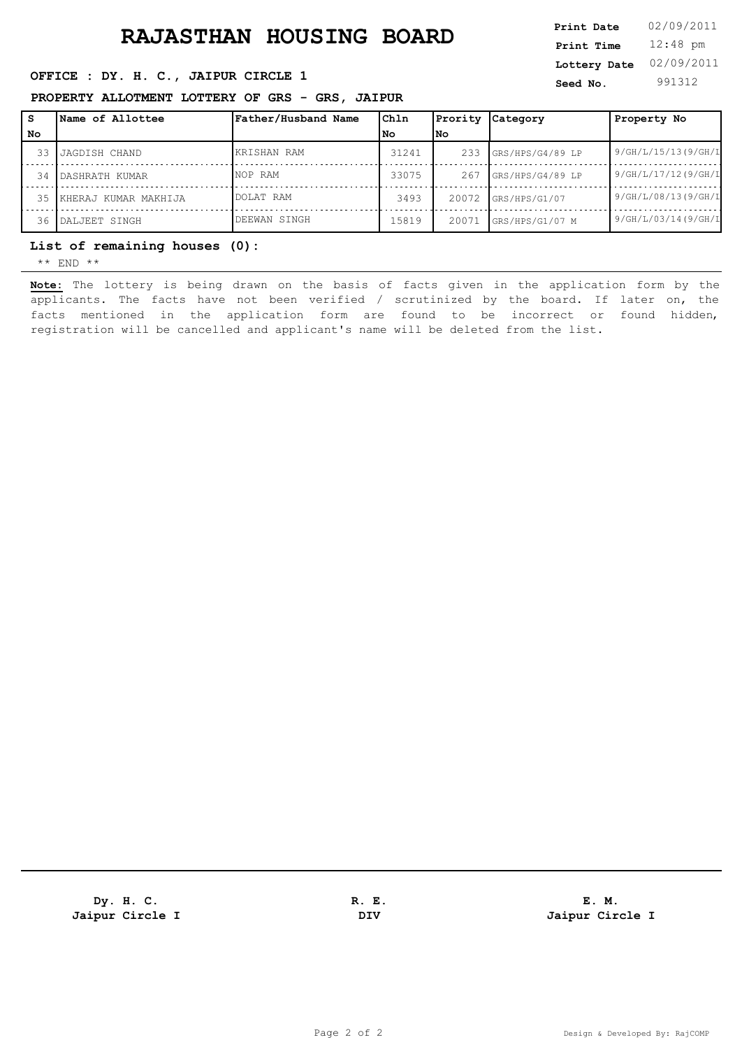# RAJASTHAN HOUSING BOARD

| | |
|---|---|
| **Print Date** | 02/09/2011 |
| **Print Time** | 12:48 pm |
| **Lottery Date** | 02/09/2011 |
| **Seed No.** | 991312 |

**OFFICE : DY. H. C., JAIPUR CIRCLE 1**

**PROPERTY ALLOTMENT LOTTERY OF GRS - GRS, JAIPUR**

| S No | Name of Allottee | Father/Husband Name | Chln No | Prority No | Category | Property No |
|---|---|---|---|---|---|---|
| 33 | JAGDISH CHAND | KRISHAN RAM | 31241 | 233 | GRS/HPS/G4/89 LP | 9/GH/L/15/13(9/GH/L |
| 34 | DASHRATH KUMAR | NOP RAM | 33075 | 267 | GRS/HPS/G4/89 LP | 9/GH/L/17/12(9/GH/L |
| 35 | KHERAJ KUMAR MAKHIJA | DOLAT RAM | 3493 | 20072 | GRS/HPS/G1/07 | 9/GH/L/08/13(9/GH/L |
| 36 | DALJEET SINGH | DEEWAN SINGH | 15819 | 20071 | GRS/HPS/G1/07 M | 9/GH/L/03/14(9/GH/L |

**List of remaining houses (0):**

** END **

**Note:** The lottery is being drawn on the basis of facts given in the application form by the applicants. The facts have not been verified / scrutinized by the board. If later on, the facts mentioned in the application form are found to be incorrect or found hidden, registration will be cancelled and applicant's name will be deleted from the list.

| Dy. H. C. | R. E. | E. M. |
|---|---|---|
| Jaipur Circle I | DIV | Jaipur Circle I |

Design & Developed By: RajCOMP